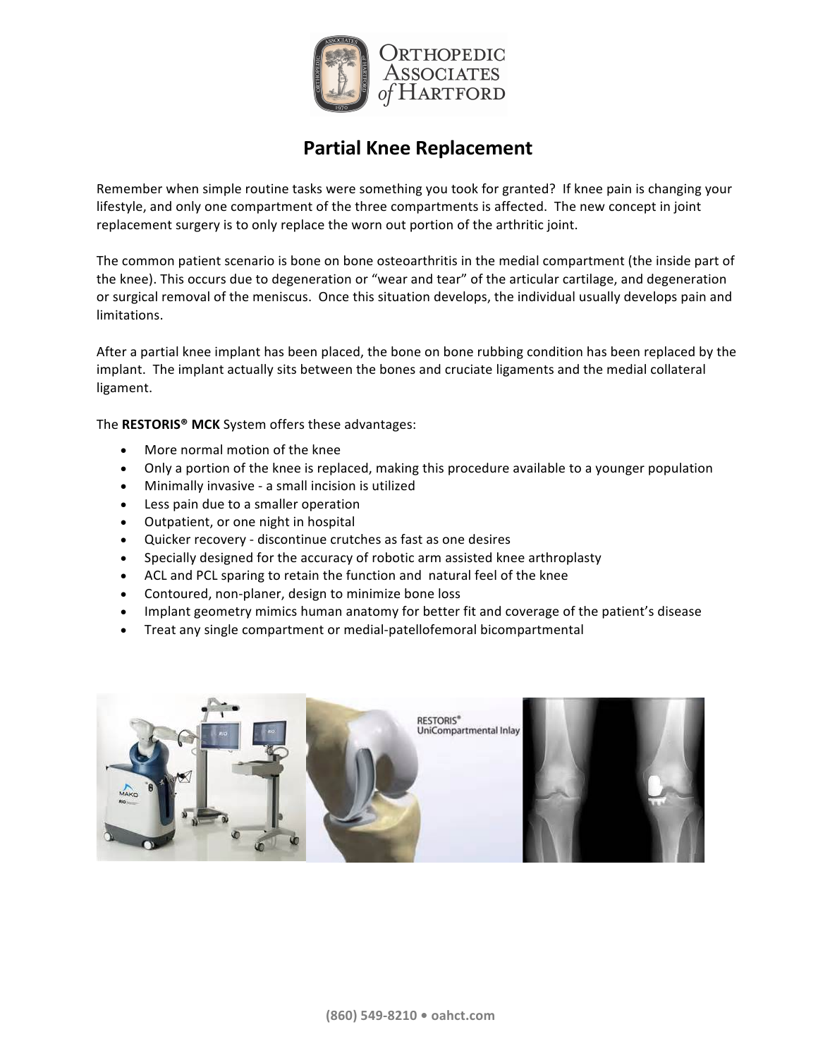# Partial Knee Replacement

Remember when simple routine tasks were something you took for granted? If knee pain is changing your lifestyle, and only one compartment of the three compartments is affected. The new concept in joint replacement surgery is to only replace the worn out portion of the arthritic joint.

The common patient scenario is bone on bone osteoarthritis in the medial compartment (the inside part of the knee). This occurs due to degeneration or "wear and tear" of the articular cartilage, and degeneration or surgical removal of the meniscus. Once this situation develops, the individual usually develops pain and limitations.

After a partial knee implant has been placed, the bone on bone rubbing condition has been replaced by the implant. The implant actually sits between the bones and cruciate ligaments and the medial collateral ligament.

The **RESTORIS® MCK** System offers these advantages:

- More normal motion of the knee
- Only a portion of the knee is replaced, making this procedure available to a younger population
- Minimally invasive - a small incision is utilized
- Less pain due to a smaller operation
- Outpatient, or one night in hospital
- Quicker recovery - discontinue crutches as fast as one desires
- Specially designed for the accuracy of robotic arm assisted knee arthroplasty
- ACL and PCL sparing to retain the function and natural feel of the knee
- Contoured, non-planer, design to minimize bone loss
- Implant geometry mimics human anatomy for better fit and coverage of the patient's disease
- Treat any single compartment or medial-patellofemoral bicompartmental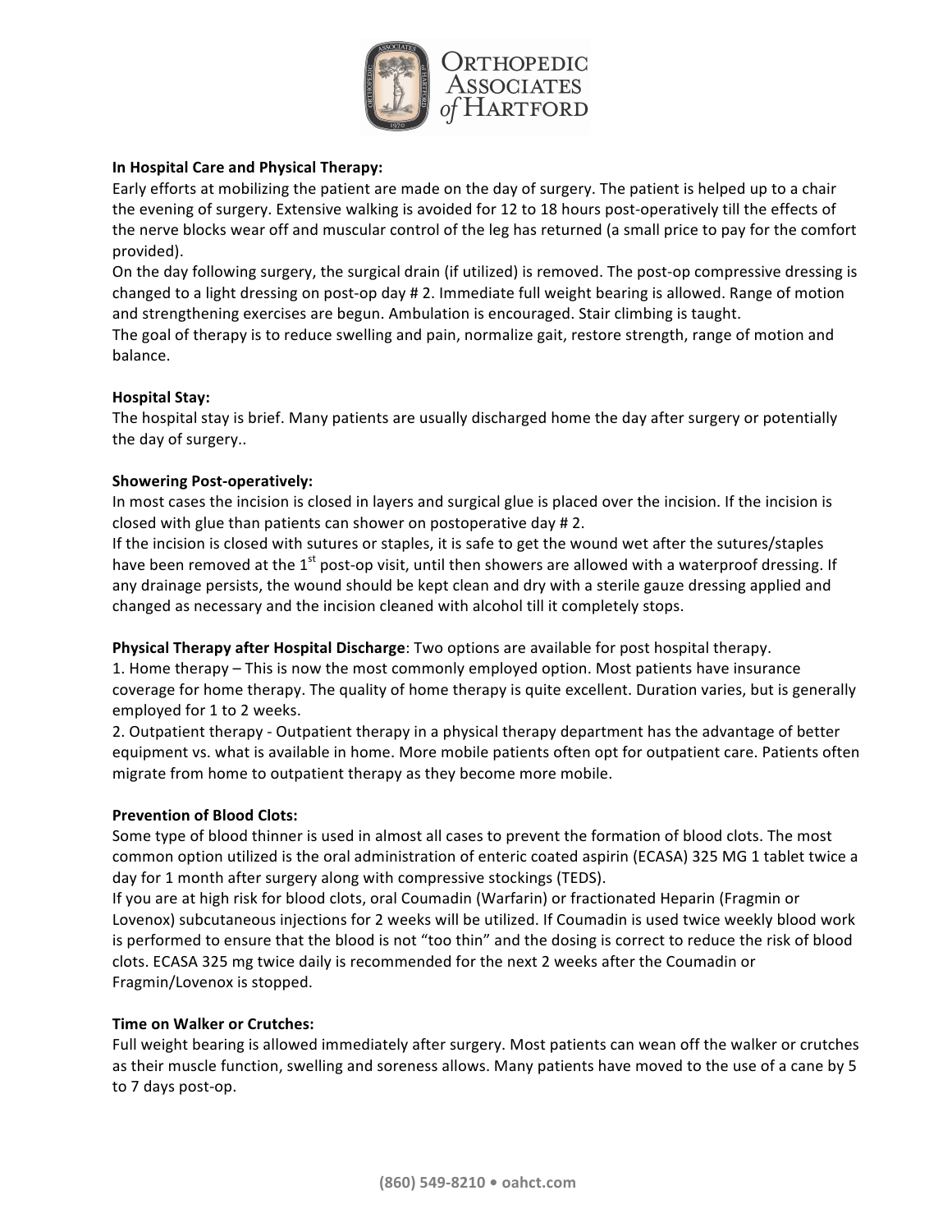**In Hospital Care and Physical Therapy:**

Early efforts at mobilizing the patient are made on the day of surgery. The patient is helped up to a chair the evening of surgery. Extensive walking is avoided for 12 to 18 hours post-operatively till the effects of the nerve blocks wear off and muscular control of the leg has returned (a small price to pay for the comfort provided).

On the day following surgery, the surgical drain (if utilized) is removed. The post-op compressive dressing is changed to a light dressing on post-op day # 2. Immediate full weight bearing is allowed. Range of motion and strengthening exercises are begun. Ambulation is encouraged. Stair climbing is taught.

The goal of therapy is to reduce swelling and pain, normalize gait, restore strength, range of motion and balance.

**Hospital Stay:**

The hospital stay is brief. Many patients are usually discharged home the day after surgery or potentially the day of surgery..

**Showering Post-operatively:**

In most cases the incision is closed in layers and surgical glue is placed over the incision. If the incision is closed with glue than patients can shower on postoperative day # 2.

If the incision is closed with sutures or staples, it is safe to get the wound wet after the sutures/staples have been removed at the 1st post-op visit, until then showers are allowed with a waterproof dressing. If any drainage persists, the wound should be kept clean and dry with a sterile gauze dressing applied and changed as necessary and the incision cleaned with alcohol till it completely stops.

**Physical Therapy after Hospital Discharge**: Two options are available for post hospital therapy.

1. Home therapy – This is now the most commonly employed option. Most patients have insurance coverage for home therapy. The quality of home therapy is quite excellent. Duration varies, but is generally employed for 1 to 2 weeks.
2. Outpatient therapy - Outpatient therapy in a physical therapy department has the advantage of better equipment vs. what is available in home. More mobile patients often opt for outpatient care. Patients often migrate from home to outpatient therapy as they become more mobile.

**Prevention of Blood Clots:**

Some type of blood thinner is used in almost all cases to prevent the formation of blood clots. The most common option utilized is the oral administration of enteric coated aspirin (ECASA) 325 MG 1 tablet twice a day for 1 month after surgery along with compressive stockings (TEDS).

If you are at high risk for blood clots, oral Coumadin (Warfarin) or fractionated Heparin (Fragmin or Lovenox) subcutaneous injections for 2 weeks will be utilized. If Coumadin is used twice weekly blood work is performed to ensure that the blood is not "too thin" and the dosing is correct to reduce the risk of blood clots. ECASA 325 mg twice daily is recommended for the next 2 weeks after the Coumadin or Fragmin/Lovenox is stopped.

**Time on Walker or Crutches:**

Full weight bearing is allowed immediately after surgery. Most patients can wean off the walker or crutches as their muscle function, swelling and soreness allows. Many patients have moved to the use of a cane by 5 to 7 days post-op.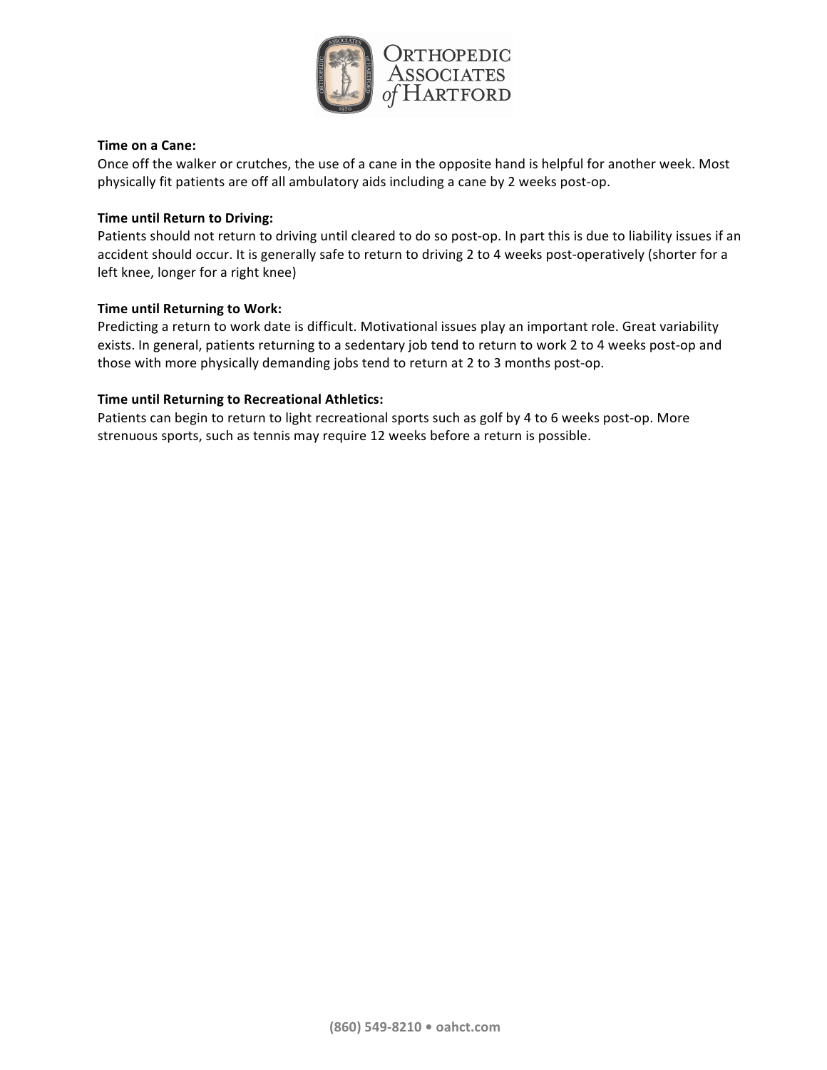**Time on a Cane:**
Once off the walker or crutches, the use of a cane in the opposite hand is helpful for another week. Most physically fit patients are off all ambulatory aids including a cane by 2 weeks post-op.

**Time until Return to Driving:**
Patients should not return to driving until cleared to do so post-op. In part this is due to liability issues if an accident should occur. It is generally safe to return to driving 2 to 4 weeks post-operatively (shorter for a left knee, longer for a right knee)

**Time until Returning to Work:**
Predicting a return to work date is difficult. Motivational issues play an important role. Great variability exists. In general, patients returning to a sedentary job tend to return to work 2 to 4 weeks post-op and those with more physically demanding jobs tend to return at 2 to 3 months post-op.

**Time until Returning to Recreational Athletics:**
Patients can begin to return to light recreational sports such as golf by 4 to 6 weeks post-op. More strenuous sports, such as tennis may require 12 weeks before a return is possible.